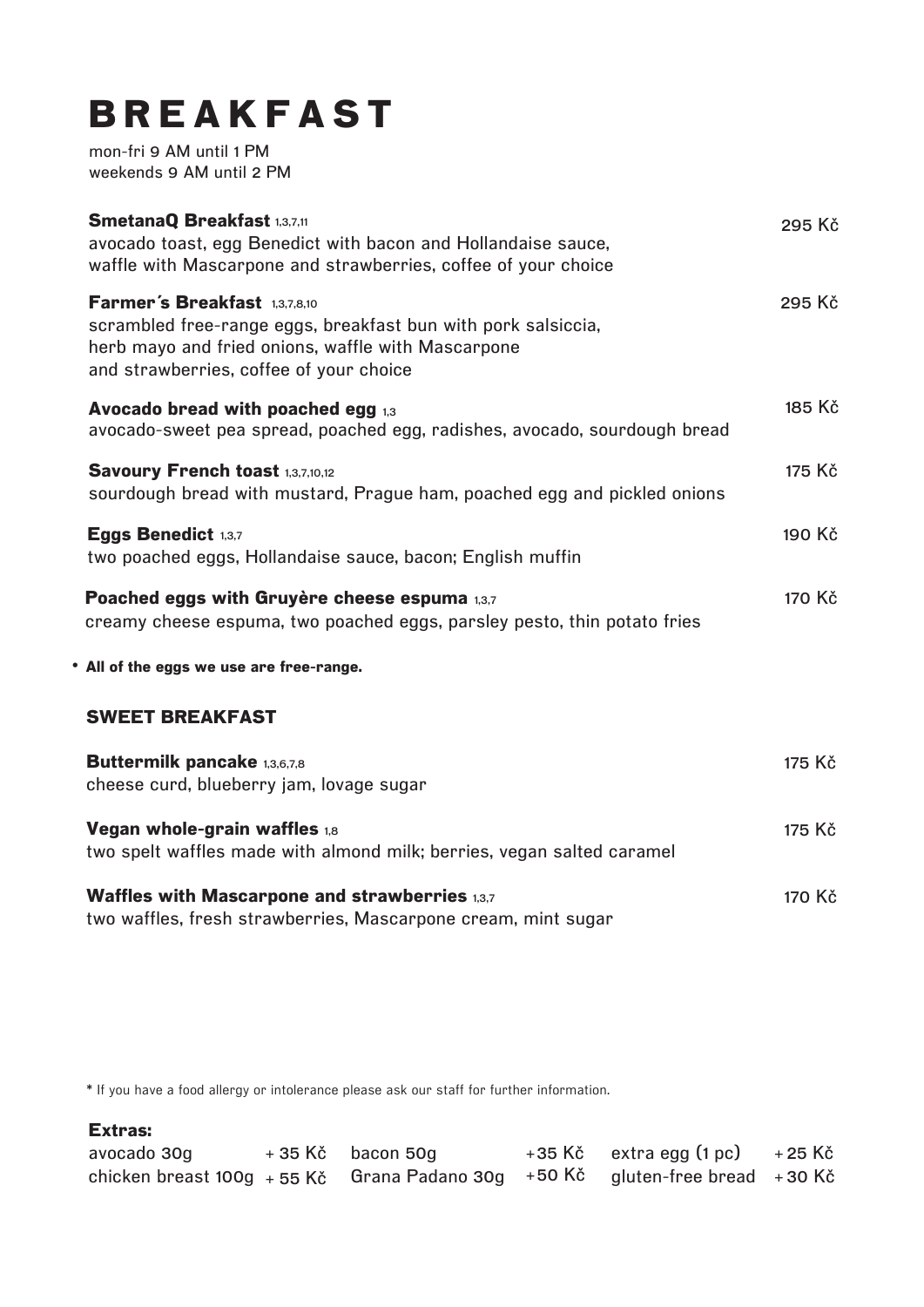# BREAKFAST

mon-fri 9 AM until 1 PM
weekends 9 AM until 2 PM

**SmetanaQ Breakfast** 1,3,7,11 — 295 Kč
avocado toast, egg Benedict with bacon and Hollandaise sauce, waffle with Mascarpone and strawberries, coffee of your choice

**Farmer´s Breakfast** 1,3,7,8,10 — 295 Kč
scrambled free-range eggs, breakfast bun with pork salsiccia, herb mayo and fried onions, waffle with Mascarpone and strawberries, coffee of your choice

**Avocado bread with poached egg** 1,3 — 185 Kč
avocado-sweet pea spread, poached egg, radishes, avocado, sourdough bread

**Savoury French toast** 1,3,7,10,12 — 175 Kč
sourdough bread with mustard, Prague ham, poached egg and pickled onions

**Eggs Benedict** 1,3,7 — 190 Kč
two poached eggs, Hollandaise sauce, bacon; English muffin

**Poached eggs with Gruyère cheese espuma** 1,3,7 — 170 Kč
creamy cheese espuma, two poached eggs, parsley pesto, thin potato fries

- **All of the eggs we use are free-range.**

## SWEET BREAKFAST

**Buttermilk pancake** 1,3,6,7,8 — 175 Kč
cheese curd, blueberry jam, lovage sugar

**Vegan whole-grain waffles** 1,8 — 175 Kč
two spelt waffles made with almond milk; berries, vegan salted caramel

**Waffles with Mascarpone and strawberries** 1,3,7 — 170 Kč
two waffles, fresh strawberries, Mascarpone cream, mint sugar

* If you have a food allergy or intolerance please ask our staff for further information.

**Extras:**

| | | | | | |
|---|---|---|---|---|---|
| avocado 30g | + 35 Kč | bacon 50g | +35 Kč | extra egg (1 pc) | + 25 Kč |
| chicken breast 100g | + 55 Kč | Grana Padano 30g | +50 Kč | gluten-free bread | + 30 Kč |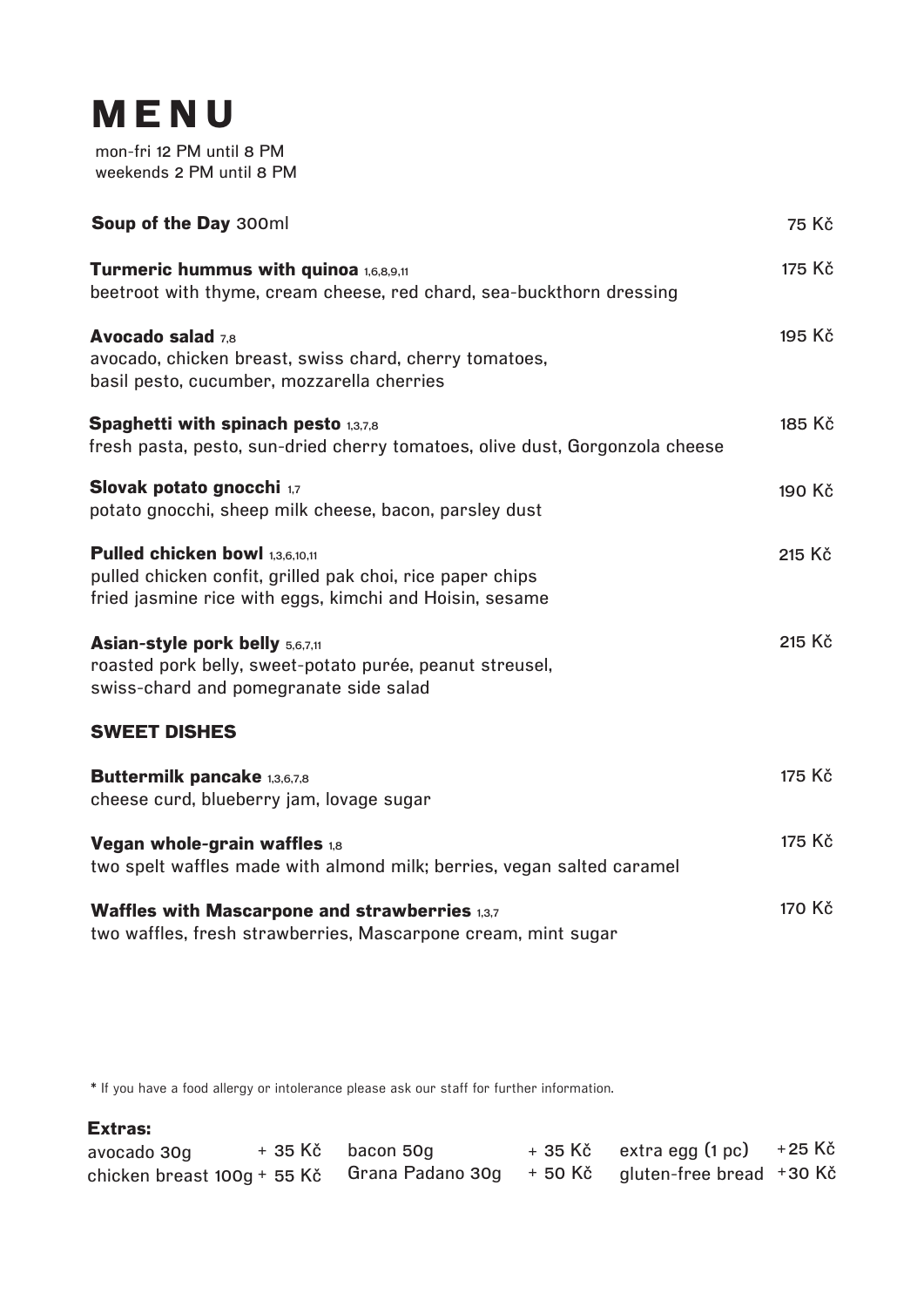# MENU

mon-fri 12 PM until 8 PM
weekends 2 PM until 8 PM

**Soup of the Day** 300ml — 75 Kč

**Turmeric hummus with quinoa** 1,6,8,9,11 — 175 Kč
beetroot with thyme, cream cheese, red chard, sea-buckthorn dressing

**Avocado salad** 7,8 — 195 Kč
avocado, chicken breast, swiss chard, cherry tomatoes,
basil pesto, cucumber, mozzarella cherries

**Spaghetti with spinach pesto** 1,3,7,8 — 185 Kč
fresh pasta, pesto, sun-dried cherry tomatoes, olive dust, Gorgonzola cheese

**Slovak potato gnocchi** 1,7 — 190 Kč
potato gnocchi, sheep milk cheese, bacon, parsley dust

**Pulled chicken bowl** 1,3,6,10,11 — 215 Kč
pulled chicken confit, grilled pak choi, rice paper chips
fried jasmine rice with eggs, kimchi and Hoisin, sesame

**Asian-style pork belly** 5,6,7,11 — 215 Kč
roasted pork belly, sweet-potato purée, peanut streusel,
swiss-chard and pomegranate side salad

## SWEET DISHES

**Buttermilk pancake** 1,3,6,7,8 — 175 Kč
cheese curd, blueberry jam, lovage sugar

**Vegan whole-grain waffles** 1,8 — 175 Kč
two spelt waffles made with almond milk; berries, vegan salted caramel

**Waffles with Mascarpone and strawberries** 1,3,7 — 170 Kč
two waffles, fresh strawberries, Mascarpone cream, mint sugar

\* If you have a food allergy or intolerance please ask our staff for further information.

**Extras:**

| | | | | | |
|---|---|---|---|---|---|
| avocado 30g | + 35 Kč | bacon 50g | + 35 Kč | extra egg (1 pc) | +25 Kč |
| chicken breast 100g | + 55 Kč | Grana Padano 30g | + 50 Kč | gluten-free bread | +30 Kč |